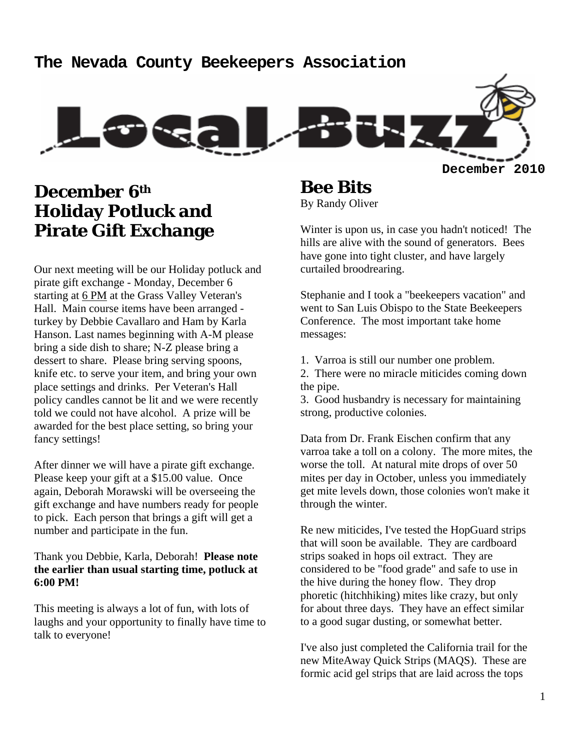# The Nevada County Beekeepers Association

# Local Buzz

December 2010

## December 6th Holiday Potluck and Pirate Gift Exchange

Our next meeting will be our Holiday potluck and pirate gift exchange - Monday, December 6 starting at 6 PM at the Grass Valley Veteran's Hall. Main course items have been arranged - turkey by Debbie Cavallaro and Ham by Karla Hanson. Last names beginning with A-M please bring a side dish to share; N-Z please bring a dessert to share. Please bring serving spoons, knife etc. to serve your item, and bring your own place settings and drinks. Per Veteran's Hall policy candles cannot be lit and we were recently told we could not have alcohol. A prize will be awarded for the best place setting, so bring your fancy settings!

After dinner we will have a pirate gift exchange. Please keep your gift at a $15.00 value. Once again, Deborah Morawski will be overseeing the gift exchange and have numbers ready for people to pick. Each person that brings a gift will get a number and participate in the fun.

Thank you Debbie, Karla, Deborah! **Please note the earlier than usual starting time, potluck at 6:00 PM!**

This meeting is always a lot of fun, with lots of laughs and your opportunity to finally have time to talk to everyone!

## Bee Bits

By Randy Oliver

Winter is upon us, in case you hadn't noticed! The hills are alive with the sound of generators. Bees have gone into tight cluster, and have largely curtailed broodrearing.

Stephanie and I took a "beekeepers vacation" and went to San Luis Obispo to the State Beekeepers Conference. The most important take home messages:

1. Varroa is still our number one problem.
2. There were no miracle miticides coming down the pipe.
3. Good husbandry is necessary for maintaining strong, productive colonies.

Data from Dr. Frank Eischen confirm that any varroa take a toll on a colony. The more mites, the worse the toll. At natural mite drops of over 50 mites per day in October, unless you immediately get mite levels down, those colonies won't make it through the winter.

Re new miticides, I've tested the HopGuard strips that will soon be available. They are cardboard strips soaked in hops oil extract. They are considered to be "food grade" and safe to use in the hive during the honey flow. They drop phoretic (hitchhiking) mites like crazy, but only for about three days. They have an effect similar to a good sugar dusting, or somewhat better.

I've also just completed the California trail for the new MiteAway Quick Strips (MAQS). These are formic acid gel strips that are laid across the tops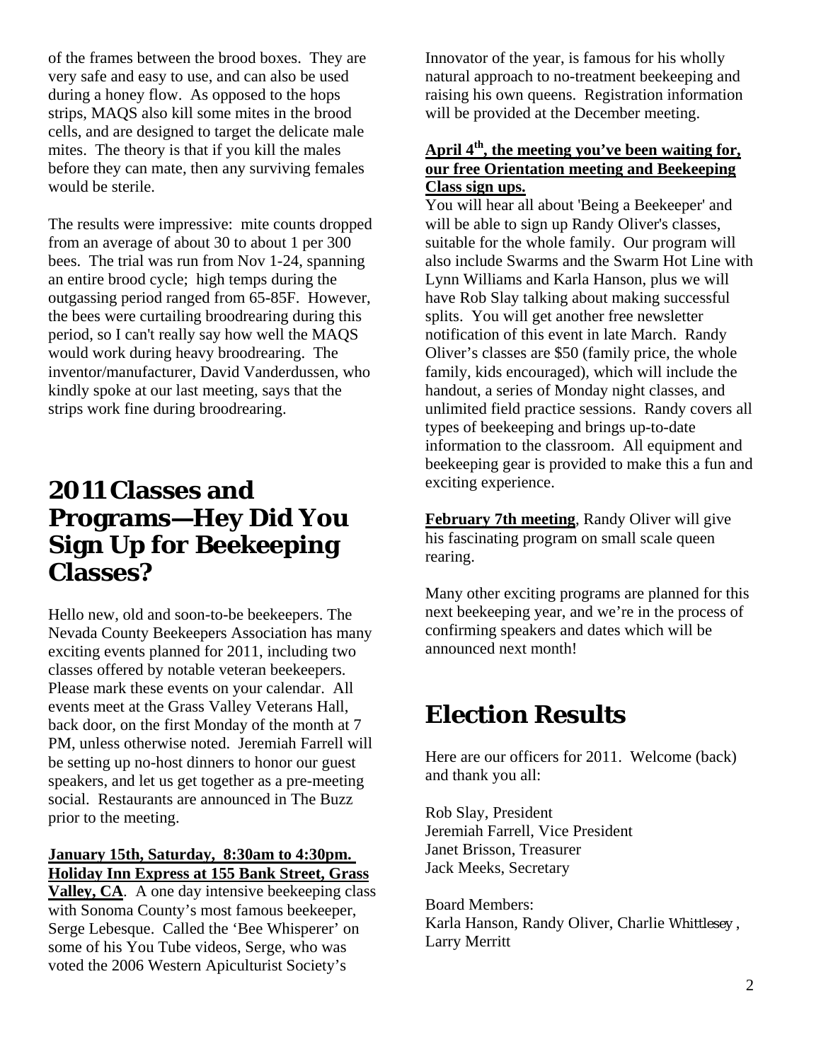of the frames between the brood boxes. They are very safe and easy to use, and can also be used during a honey flow. As opposed to the hops strips, MAQS also kill some mites in the brood cells, and are designed to target the delicate male mites. The theory is that if you kill the males before they can mate, then any surviving females would be sterile.

The results were impressive: mite counts dropped from an average of about 30 to about 1 per 300 bees. The trial was run from Nov 1-24, spanning an entire brood cycle; high temps during the outgassing period ranged from 65-85F. However, the bees were curtailing broodrearing during this period, so I can't really say how well the MAQS would work during heavy broodrearing. The inventor/manufacturer, David Vanderdussen, who kindly spoke at our last meeting, says that the strips work fine during broodrearing.

# 2011 Classes and Programs—Hey Did You Sign Up for Beekeeping Classes?

Hello new, old and soon-to-be beekeepers. The Nevada County Beekeepers Association has many exciting events planned for 2011, including two classes offered by notable veteran beekeepers. Please mark these events on your calendar. All events meet at the Grass Valley Veterans Hall, back door, on the first Monday of the month at 7 PM, unless otherwise noted. Jeremiah Farrell will be setting up no-host dinners to honor our guest speakers, and let us get together as a pre-meeting social. Restaurants are announced in The Buzz prior to the meeting.

**January 15th, Saturday, 8:30am to 4:30pm. Holiday Inn Express at 155 Bank Street, Grass Valley, CA**. A one day intensive beekeeping class with Sonoma County's most famous beekeeper, Serge Lebesque. Called the 'Bee Whisperer' on some of his You Tube videos, Serge, who was voted the 2006 Western Apiculturist Society's Innovator of the year, is famous for his wholly natural approach to no-treatment beekeeping and raising his own queens. Registration information will be provided at the December meeting.

**April 4th, the meeting you've been waiting for, our free Orientation meeting and Beekeeping Class sign ups.**

You will hear all about 'Being a Beekeeper' and will be able to sign up Randy Oliver's classes, suitable for the whole family. Our program will also include Swarms and the Swarm Hot Line with Lynn Williams and Karla Hanson, plus we will have Rob Slay talking about making successful splits. You will get another free newsletter notification of this event in late March. Randy Oliver's classes are $50 (family price, the whole family, kids encouraged), which will include the handout, a series of Monday night classes, and unlimited field practice sessions. Randy covers all types of beekeeping and brings up-to-date information to the classroom. All equipment and beekeeping gear is provided to make this a fun and exciting experience.

**February 7th meeting**, Randy Oliver will give his fascinating program on small scale queen rearing.

Many other exciting programs are planned for this next beekeeping year, and we're in the process of confirming speakers and dates which will be announced next month!

# Election Results

Here are our officers for 2011. Welcome (back) and thank you all:

Rob Slay, President
Jeremiah Farrell, Vice President
Janet Brisson, Treasurer
Jack Meeks, Secretary

Board Members:
Karla Hanson, Randy Oliver, Charlie Whittlesey, Larry Merritt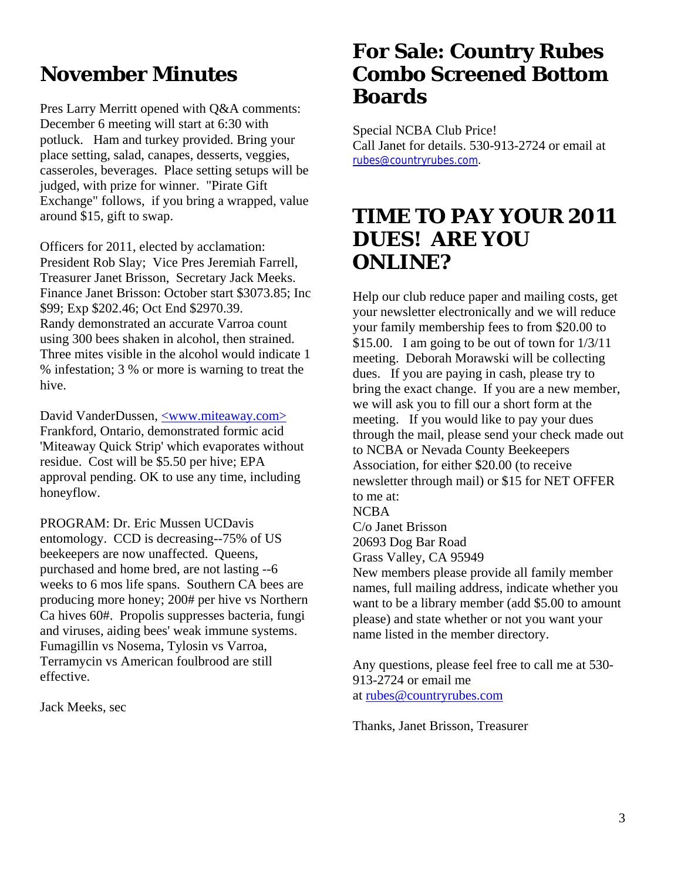## November Minutes

Pres Larry Merritt opened with Q&A comments: December 6 meeting will start at 6:30 with potluck. Ham and turkey provided. Bring your place setting, salad, canapes, desserts, veggies, casseroles, beverages. Place setting setups will be judged, with prize for winner. "Pirate Gift Exchange" follows, if you bring a wrapped, value around $15, gift to swap.

Officers for 2011, elected by acclamation: President Rob Slay; Vice Pres Jeremiah Farrell, Treasurer Janet Brisson, Secretary Jack Meeks. Finance Janet Brisson: October start $3073.85; Inc $99; Exp $202.46; Oct End $2970.39. Randy demonstrated an accurate Varroa count using 300 bees shaken in alcohol, then strained. Three mites visible in the alcohol would indicate 1 % infestation; 3 % or more is warning to treat the hive.

David VanderDussen, <www.miteaway.com> Frankford, Ontario, demonstrated formic acid 'Miteaway Quick Strip' which evaporates without residue. Cost will be $5.50 per hive; EPA approval pending. OK to use any time, including honeyflow.

PROGRAM: Dr. Eric Mussen UCDavis entomology. CCD is decreasing--75% of US beekeepers are now unaffected. Queens, purchased and home bred, are not lasting --6 weeks to 6 mos life spans. Southern CA bees are producing more honey; 200# per hive vs Northern Ca hives 60#. Propolis suppresses bacteria, fungi and viruses, aiding bees' weak immune systems. Fumagillin vs Nosema, Tylosin vs Varroa, Terramycin vs American foulbrood are still effective.

Jack Meeks, sec

## For Sale: Country Rubes Combo Screened Bottom Boards

Special NCBA Club Price!
Call Janet for details. 530-913-2724 or email at rubes@countryrubes.com.

## TIME TO PAY YOUR 2011 DUES! ARE YOU ONLINE?

Help our club reduce paper and mailing costs, get your newsletter electronically and we will reduce your family membership fees to from $20.00 to $15.00. I am going to be out of town for 1/3/11 meeting. Deborah Morawski will be collecting dues. If you are paying in cash, please try to bring the exact change. If you are a new member, we will ask you to fill our a short form at the meeting. If you would like to pay your dues through the mail, please send your check made out to NCBA or Nevada County Beekeepers Association, for either $20.00 (to receive newsletter through mail) or $15 for NET OFFER to me at:

NCBA
C/o Janet Brisson
20693 Dog Bar Road
Grass Valley, CA 95949

New members please provide all family member names, full mailing address, indicate whether you want to be a library member (add $5.00 to amount please) and state whether or not you want your name listed in the member directory.

Any questions, please feel free to call me at 530-913-2724 or email me at rubes@countryrubes.com

Thanks, Janet Brisson, Treasurer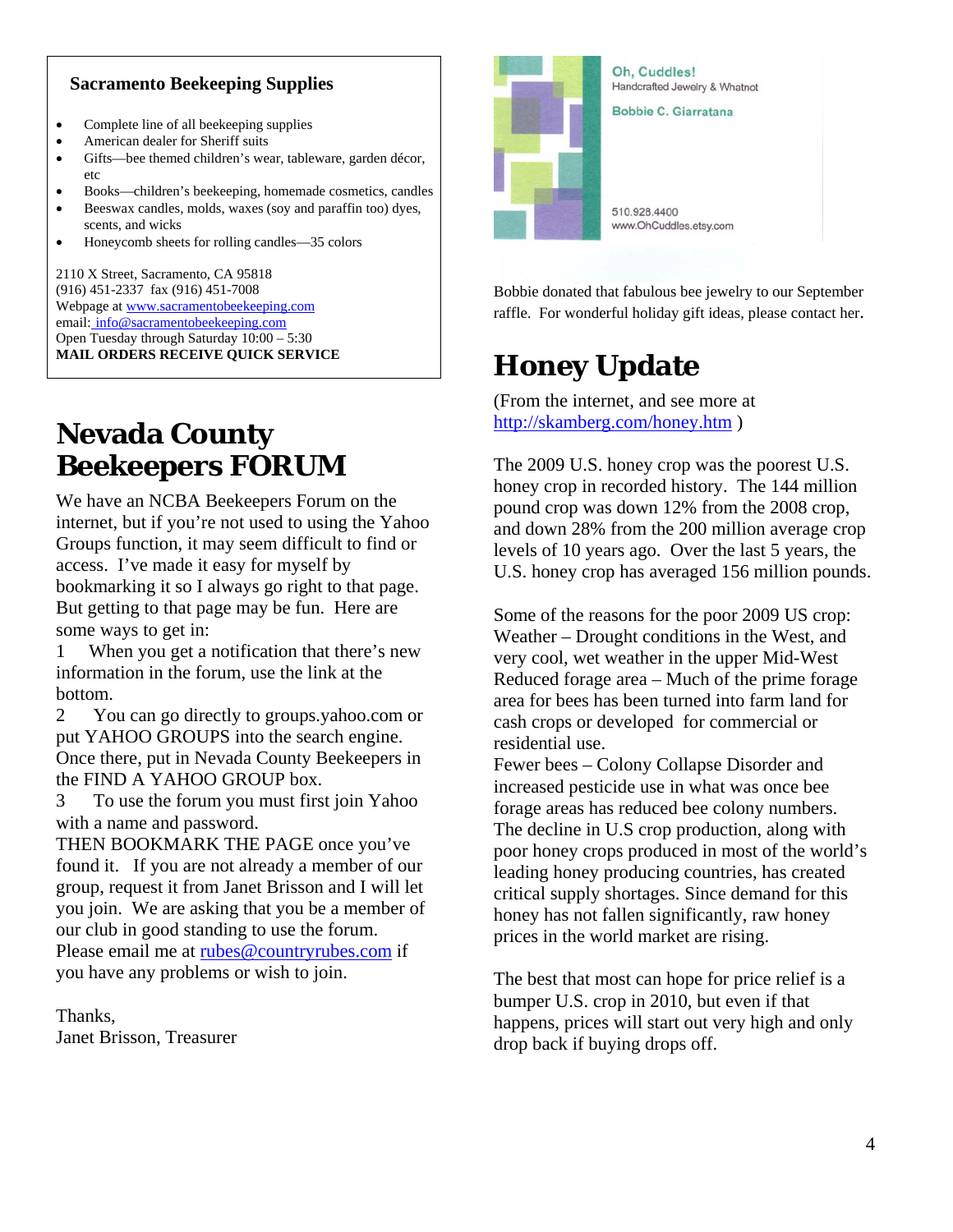**Sacramento Beekeeping Supplies**

- Complete line of all beekeeping supplies
- American dealer for Sheriff suits
- Gifts—bee themed children's wear, tableware, garden décor, etc
- Books—children's beekeeping, homemade cosmetics, candles
- Beeswax candles, molds, waxes (soy and paraffin too) dyes, scents, and wicks
- Honeycomb sheets for rolling candles—35 colors

2110 X Street, Sacramento, CA 95818
(916) 451-2337 fax (916) 451-7008
Webpage at www.sacramentobeekeeping.com
email: info@sacramentobeekeeping.com
Open Tuesday through Saturday 10:00 – 5:30
**MAIL ORDERS RECEIVE QUICK SERVICE**

# Nevada County Beekeepers FORUM

We have an NCBA Beekeepers Forum on the internet, but if you're not used to using the Yahoo Groups function, it may seem difficult to find or access. I've made it easy for myself by bookmarking it so I always go right to that page. But getting to that page may be fun. Here are some ways to get in:

1 When you get a notification that there's new information in the forum, use the link at the bottom.

2 You can go directly to groups.yahoo.com or put YAHOO GROUPS into the search engine. Once there, put in Nevada County Beekeepers in the FIND A YAHOO GROUP box.

3 To use the forum you must first join Yahoo with a name and password.

THEN BOOKMARK THE PAGE once you've found it. If you are not already a member of our group, request it from Janet Brisson and I will let you join. We are asking that you be a member of our club in good standing to use the forum. Please email me at rubes@countryrubes.com if you have any problems or wish to join.

Thanks,
Janet Brisson, Treasurer

Oh, Cuddles!
Handcrafted Jewelry & Whatnot
Bobbie C. Giarratana

510.928.4400
www.OhCuddles.etsy.com

Bobbie donated that fabulous bee jewelry to our September raffle. For wonderful holiday gift ideas, please contact her.

# Honey Update

(From the internet, and see more at http://skamberg.com/honey.htm )

The 2009 U.S. honey crop was the poorest U.S. honey crop in recorded history. The 144 million pound crop was down 12% from the 2008 crop, and down 28% from the 200 million average crop levels of 10 years ago. Over the last 5 years, the U.S. honey crop has averaged 156 million pounds.

Some of the reasons for the poor 2009 US crop:
Weather – Drought conditions in the West, and very cool, wet weather in the upper Mid-West
Reduced forage area – Much of the prime forage area for bees has been turned into farm land for cash crops or developed for commercial or residential use.
Fewer bees – Colony Collapse Disorder and increased pesticide use in what was once bee forage areas has reduced bee colony numbers.
The decline in U.S crop production, along with poor honey crops produced in most of the world's leading honey producing countries, has created critical supply shortages. Since demand for this honey has not fallen significantly, raw honey prices in the world market are rising.

The best that most can hope for price relief is a bumper U.S. crop in 2010, but even if that happens, prices will start out very high and only drop back if buying drops off.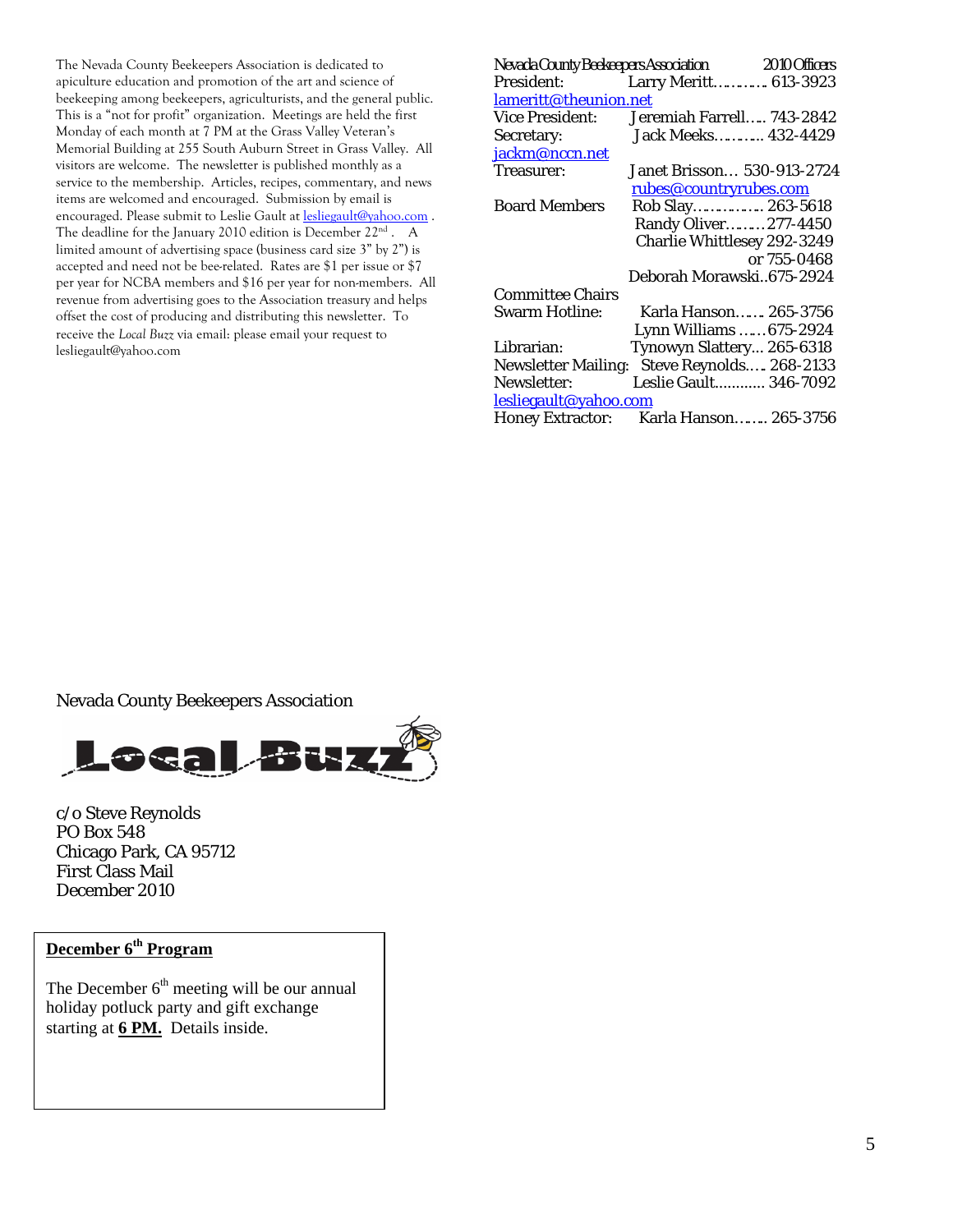The Nevada County Beekeepers Association is dedicated to apiculture education and promotion of the art and science of beekeeping among beekeepers, agriculturists, and the general public. This is a "not for profit" organization. Meetings are held the first Monday of each month at 7 PM at the Grass Valley Veteran's Memorial Building at 255 South Auburn Street in Grass Valley. All visitors are welcome. The newsletter is published monthly as a service to the membership. Articles, recipes, commentary, and news items are welcomed and encouraged. Submission by email is encouraged. Please submit to Leslie Gault at lesliegault@yahoo.com. The deadline for the January 2010 edition is December 22nd. A limited amount of advertising space (business card size 3" by 2") is accepted and need not be bee-related. Rates are $1 per issue or $7 per year for NCBA members and $16 per year for non-members. All revenue from advertising goes to the Association treasury and helps offset the cost of producing and distributing this newsletter. To receive the *Local Buzz* via email: please email your request to lesliegault@yahoo.com

**Nevada County Beekeepers Association 2010 Officers**

President: Larry Meritt........... 613-3923
lameritt@theunion.net
Vice President: Jeremiah Farrell..... 743-2842
Secretary: Jack Meeks.......... 432-4429
jackm@nccn.net
Treasurer: Janet Brisson... 530-913-2724
rubes@countryrubes.com
Board Members: Rob Slay............... 263-5618
Randy Oliver........ 277-4450
Charlie Whittlesey 292-3249 or 755-0468
Deborah Morawski..675-2924

**Committee Chairs**
Swarm Hotline: Karla Hanson...... 265-3756
Lynn Williams ...... 675-2924
Librarian: Tynowyn Slattery... 265-6318
Newsletter Mailing: Steve Reynolds.... 268-2133
Newsletter: Leslie Gault............ 346-7092
lesliegault@yahoo.com
Honey Extractor: Karla Hanson....... 265-3756

Nevada County Beekeepers Association

**Local Buzz**

c/o Steve Reynolds
PO Box 548
Chicago Park, CA 95712
First Class Mail
December 2010

**December 6th Program**

The December 6th meeting will be our annual holiday potluck party and gift exchange starting at **6 PM.** Details inside.